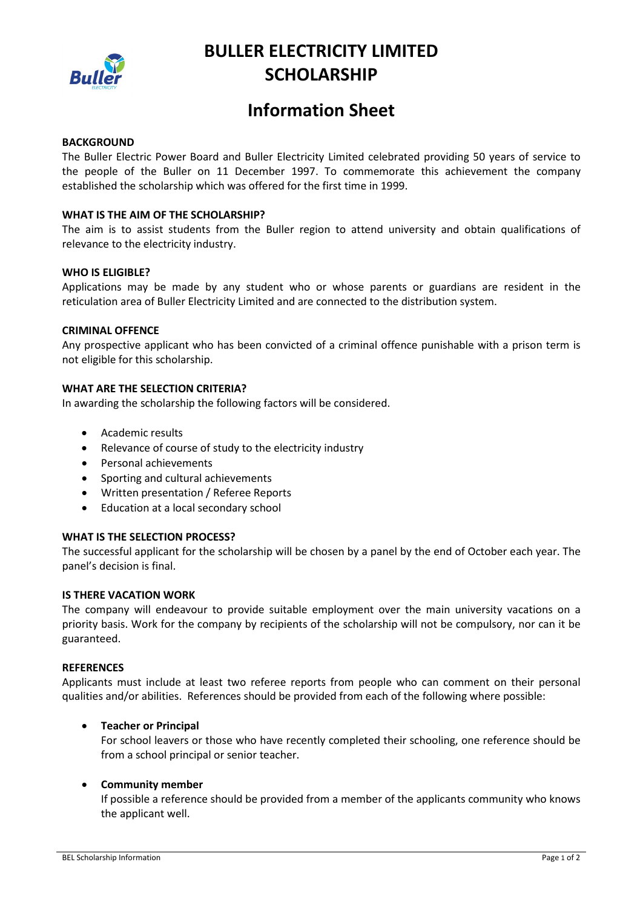# BULLER ELECTRICITY LIMITED SCHOLARSHIP

## Information Sheet

**BACKGROUND**

The Buller Electric Power Board and Buller Electricity Limited celebrated providing 50 years of service to the people of the Buller on 11 December 1997. To commemorate this achievement the company established the scholarship which was offered for the first time in 1999.

**WHAT IS THE AIM OF THE SCHOLARSHIP?**

The aim is to assist students from the Buller region to attend university and obtain qualifications of relevance to the electricity industry.

**WHO IS ELIGIBLE?**

Applications may be made by any student who or whose parents or guardians are resident in the reticulation area of Buller Electricity Limited and are connected to the distribution system.

**CRIMINAL OFFENCE**

Any prospective applicant who has been convicted of a criminal offence punishable with a prison term is not eligible for this scholarship.

**WHAT ARE THE SELECTION CRITERIA?**

In awarding the scholarship the following factors will be considered.

- Academic results
- Relevance of course of study to the electricity industry
- Personal achievements
- Sporting and cultural achievements
- Written presentation / Referee Reports
- Education at a local secondary school

**WHAT IS THE SELECTION PROCESS?**

The successful applicant for the scholarship will be chosen by a panel by the end of October each year. The panel's decision is final.

**IS THERE VACATION WORK**

The company will endeavour to provide suitable employment over the main university vacations on a priority basis. Work for the company by recipients of the scholarship will not be compulsory, nor can it be guaranteed.

**REFERENCES**

Applicants must include at least two referee reports from people who can comment on their personal qualities and/or abilities. References should be provided from each of the following where possible:

- **Teacher or Principal**
  For school leavers or those who have recently completed their schooling, one reference should be from a school principal or senior teacher.

- **Community member**
  If possible a reference should be provided from a member of the applicants community who knows the applicant well.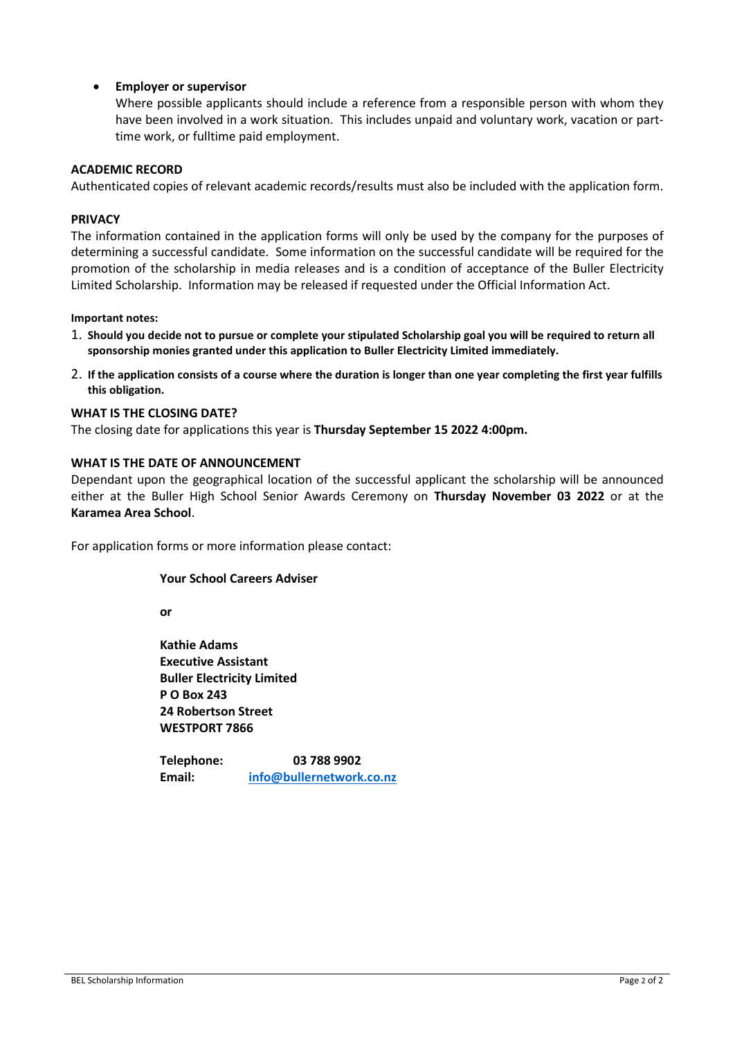- **Employer or supervisor**

  Where possible applicants should include a reference from a responsible person with whom they have been involved in a work situation. This includes unpaid and voluntary work, vacation or part-time work, or fulltime paid employment.

**ACADEMIC RECORD**

Authenticated copies of relevant academic records/results must also be included with the application form.

**PRIVACY**

The information contained in the application forms will only be used by the company for the purposes of determining a successful candidate. Some information on the successful candidate will be required for the promotion of the scholarship in media releases and is a condition of acceptance of the Buller Electricity Limited Scholarship. Information may be released if requested under the Official Information Act.

**Important notes:**

1. **Should you decide not to pursue or complete your stipulated Scholarship goal you will be required to return all sponsorship monies granted under this application to Buller Electricity Limited immediately.**
2. **If the application consists of a course where the duration is longer than one year completing the first year fulfills this obligation.**

**WHAT IS THE CLOSING DATE?**

The closing date for applications this year is **Thursday September 15 2022 4:00pm.**

**WHAT IS THE DATE OF ANNOUNCEMENT**

Dependant upon the geographical location of the successful applicant the scholarship will be announced either at the Buller High School Senior Awards Ceremony on **Thursday November 03 2022** or at the **Karamea Area School**.

For application forms or more information please contact:

**Your School Careers Adviser**

**or**

**Kathie Adams**
**Executive Assistant**
**Buller Electricity Limited**
**P O Box 243**
**24 Robertson Street**
**WESTPORT 7866**

**Telephone:** **03 788 9902**
**Email:** **info@bullernetwork.co.nz**